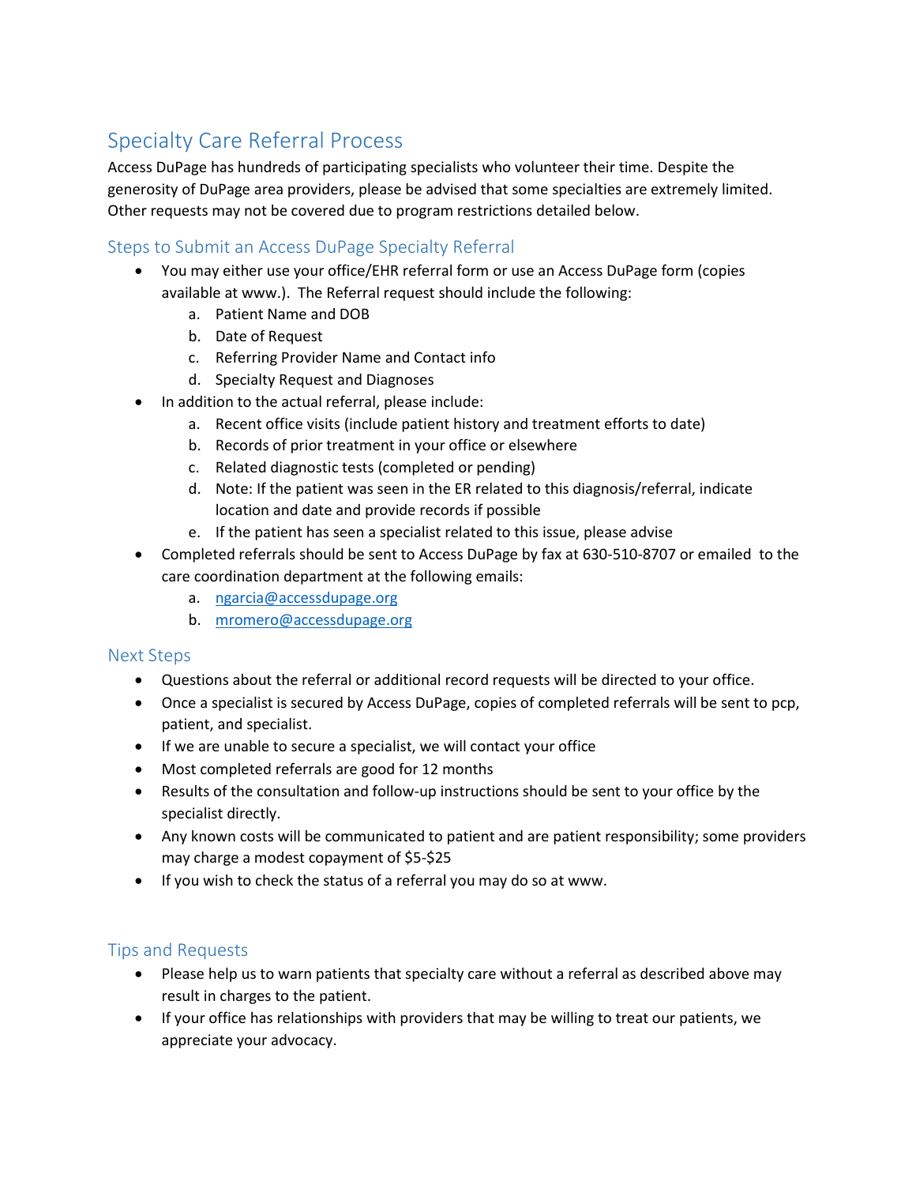## Specialty Care Referral Process

Access DuPage has hundreds of participating specialists who volunteer their time. Despite the generosity of DuPage area providers, please be advised that some specialties are extremely limited. Other requests may not be covered due to program restrictions detailed below.

### Steps to Submit an Access DuPage Specialty Referral

- You may either use your office/EHR referral form or use an Access DuPage form (copies available at www.). The Referral request should include the following:
  a. Patient Name and DOB
  b. Date of Request
  c. Referring Provider Name and Contact info
  d. Specialty Request and Diagnoses
- In addition to the actual referral, please include:
  a. Recent office visits (include patient history and treatment efforts to date)
  b. Records of prior treatment in your office or elsewhere
  c. Related diagnostic tests (completed or pending)
  d. Note: If the patient was seen in the ER related to this diagnosis/referral, indicate location and date and provide records if possible
  e. If the patient has seen a specialist related to this issue, please advise
- Completed referrals should be sent to Access DuPage by fax at 630-510-8707 or emailed to the care coordination department at the following emails:
  a. ngarcia@accessdupage.org
  b. mromero@accessdupage.org

### Next Steps

- Questions about the referral or additional record requests will be directed to your office.
- Once a specialist is secured by Access DuPage, copies of completed referrals will be sent to pcp, patient, and specialist.
- If we are unable to secure a specialist, we will contact your office
- Most completed referrals are good for 12 months
- Results of the consultation and follow-up instructions should be sent to your office by the specialist directly.
- Any known costs will be communicated to patient and are patient responsibility; some providers may charge a modest copayment of $5-$25
- If you wish to check the status of a referral you may do so at www.

### Tips and Requests

- Please help us to warn patients that specialty care without a referral as described above may result in charges to the patient.
- If your office has relationships with providers that may be willing to treat our patients, we appreciate your advocacy.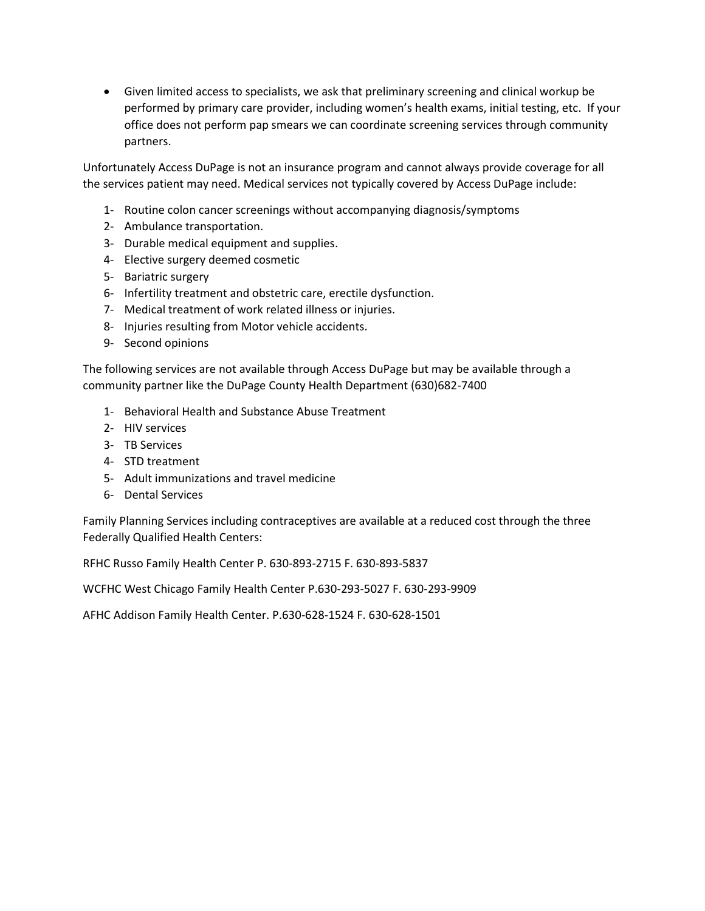- Given limited access to specialists, we ask that preliminary screening and clinical workup be performed by primary care provider, including women's health exams, initial testing, etc. If your office does not perform pap smears we can coordinate screening services through community partners.

Unfortunately Access DuPage is not an insurance program and cannot always provide coverage for all the services patient may need. Medical services not typically covered by Access DuPage include:

1- Routine colon cancer screenings without accompanying diagnosis/symptoms
2- Ambulance transportation.
3- Durable medical equipment and supplies.
4- Elective surgery deemed cosmetic
5- Bariatric surgery
6- Infertility treatment and obstetric care, erectile dysfunction.
7- Medical treatment of work related illness or injuries.
8- Injuries resulting from Motor vehicle accidents.
9- Second opinions

The following services are not available through Access DuPage but may be available through a community partner like the DuPage County Health Department (630)682-7400

1- Behavioral Health and Substance Abuse Treatment
2- HIV services
3- TB Services
4- STD treatment
5- Adult immunizations and travel medicine
6- Dental Services

Family Planning Services including contraceptives are available at a reduced cost through the three Federally Qualified Health Centers:

RFHC Russo Family Health Center P. 630-893-2715 F. 630-893-5837

WCFHC West Chicago Family Health Center P.630-293-5027 F. 630-293-9909

AFHC Addison Family Health Center. P.630-628-1524 F. 630-628-1501